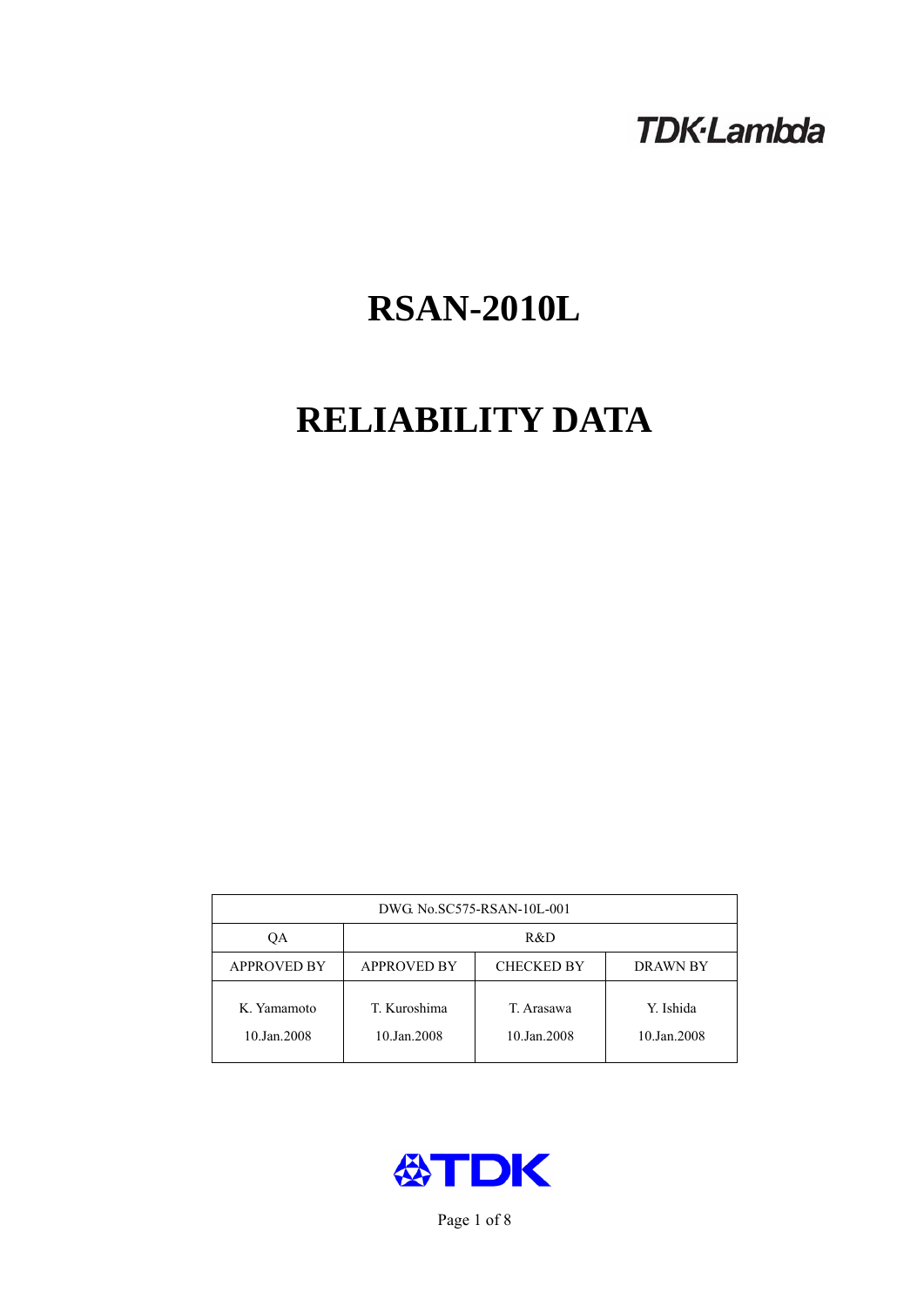TDK·Lambda

# RSAN-2010L

# RELIABILITY DATA

| DWG. No.SC575-RSAN-10L-001 | | | |
|---|---|---|---|
| QA | R&D | | |
| APPROVED BY | APPROVED BY | CHECKED BY | DRAWN BY |
| K. Yamamoto<br>10.Jan.2008 | T. Kuroshima<br>10.Jan.2008 | T. Arasawa<br>10.Jan.2008 | Y. Ishida<br>10.Jan.2008 |

TDK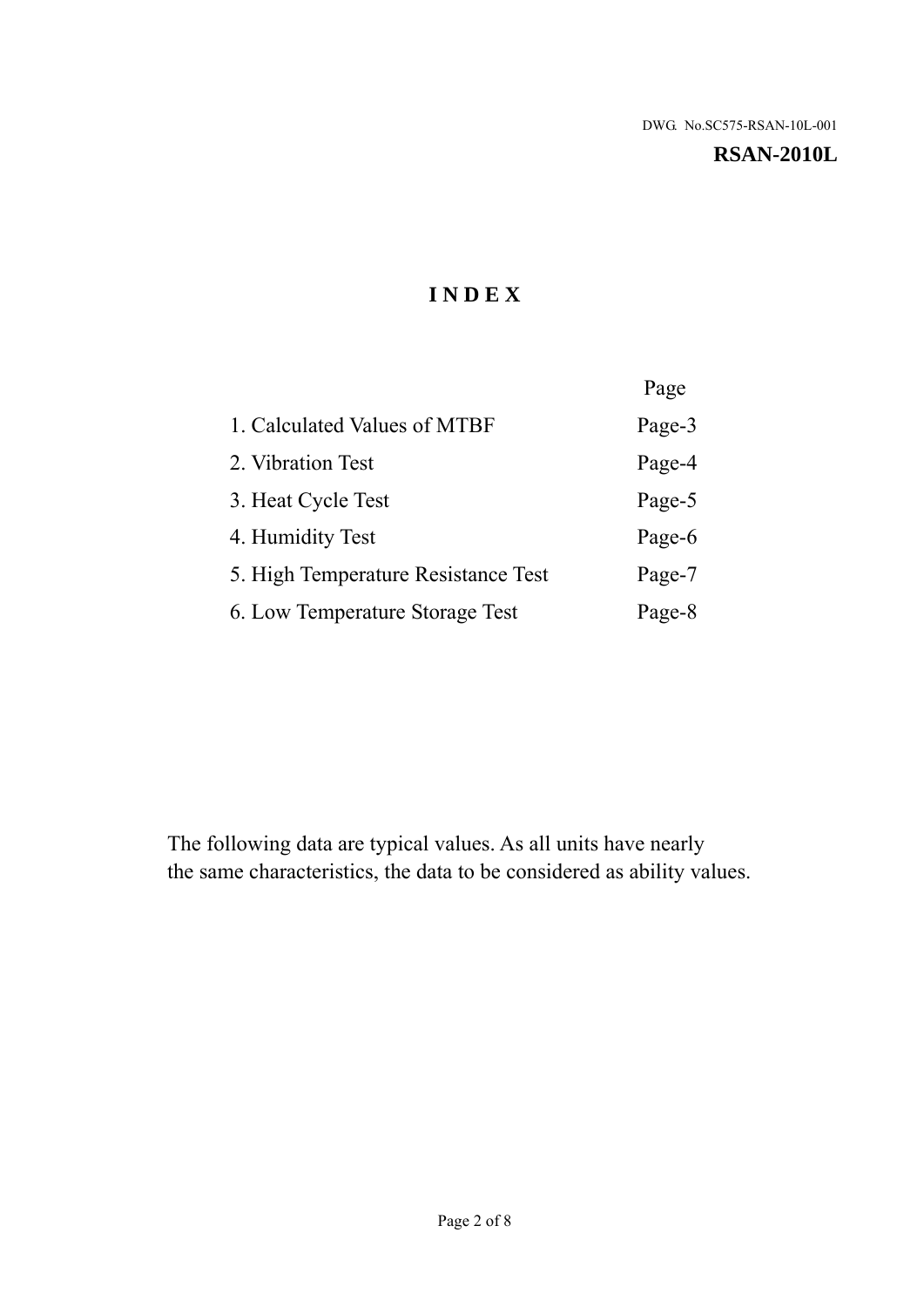DWG. No.SC575-RSAN-10L-001

**RSAN-2010L**

# I N D E X

| | Page |
|---|---|
| 1. Calculated Values of MTBF | Page-3 |
| 2. Vibration Test | Page-4 |
| 3. Heat Cycle Test | Page-5 |
| 4. Humidity Test | Page-6 |
| 5. High Temperature Resistance Test | Page-7 |
| 6. Low Temperature Storage Test | Page-8 |

The following data are typical values. As all units have nearly the same characteristics, the data to be considered as ability values.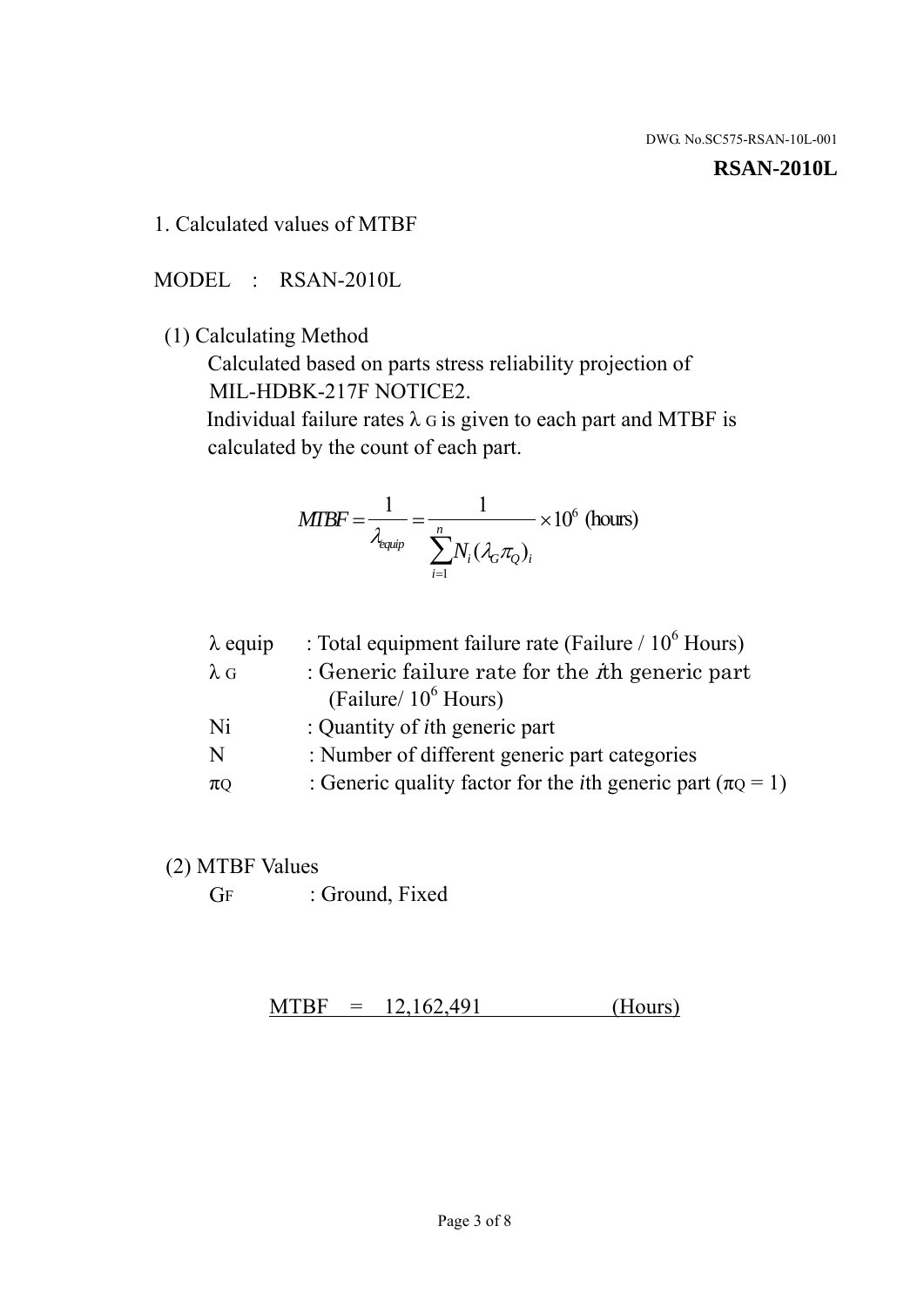DWG. No.SC575-RSAN-10L-001

**RSAN-2010L**

1. Calculated values of MTBF

MODEL : RSAN-2010L

(1) Calculating Method

Calculated based on parts stress reliability projection of MIL-HDBK-217F NOTICE2.

Individual failure rates $\lambda_G$ is given to each part and MTBF is calculated by the count of each part.

$$MTBF = \frac{1}{\lambda_{equip}} = \frac{1}{\sum_{i=1}^{n} N_i (\lambda_G \pi_Q)_i} \times 10^6 \text{ (hours)}$$

| | |
|---|---|
| $\lambda$ equip | : Total equipment failure rate (Failure / $10^6$ Hours) |
| $\lambda_G$ | : Generic failure rate for the $i$th generic part (Failure/ $10^6$ Hours) |
| Ni | : Quantity of $i$th generic part |
| N | : Number of different generic part categories |
| $\pi_Q$ | : Generic quality factor for the $i$th generic part ($\pi_Q = 1$) |

(2) MTBF Values

$G_F$ : Ground, Fixed

MTBF = 12,162,491 (Hours)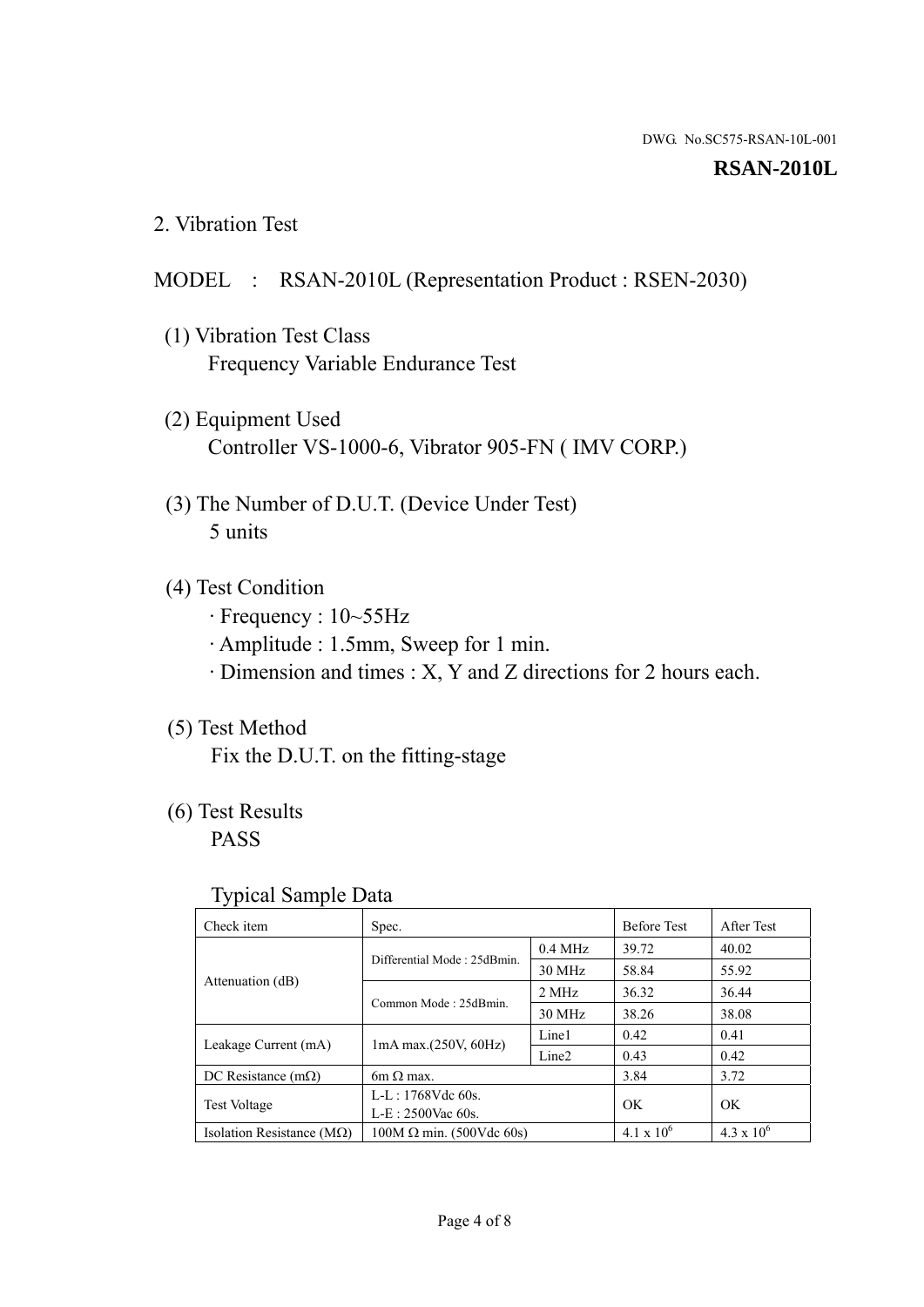DWG. No.SC575-RSAN-10L-001

**RSAN-2010L**

## 2. Vibration Test

MODEL : RSAN-2010L (Representation Product : RSEN-2030)

(1) Vibration Test Class
Frequency Variable Endurance Test

(2) Equipment Used
Controller VS-1000-6, Vibrator 905-FN ( IMV CORP.)

(3) The Number of D.U.T. (Device Under Test)
5 units

(4) Test Condition
· Frequency : 10~55Hz
· Amplitude : 1.5mm, Sweep for 1 min.
· Dimension and times : X, Y and Z directions for 2 hours each.

(5) Test Method
Fix the D.U.T. on the fitting-stage

(6) Test Results
PASS

Typical Sample Data

| Check item | Spec. | | Before Test | After Test |
|---|---|---|---|---|
| Attenuation (dB) | Differential Mode : 25dBmin. | 0.4 MHz | 39.72 | 40.02 |
| | | 30 MHz | 58.84 | 55.92 |
| | Common Mode : 25dBmin. | 2 MHz | 36.32 | 36.44 |
| | | 30 MHz | 38.26 | 38.08 |
| Leakage Current (mA) | 1mA max.(250V, 60Hz) | Line1 | 0.42 | 0.41 |
| | | Line2 | 0.43 | 0.42 |
| DC Resistance (mΩ) | 6m Ω max. | | 3.84 | 3.72 |
| Test Voltage | L-L : 1768Vdc 60s. L-E : 2500Vac 60s. | | OK | OK |
| Isolation Resistance (MΩ) | 100M Ω min. (500Vdc 60s) | | $4.1 \times 10^6$ | $4.3 \times 10^6$ |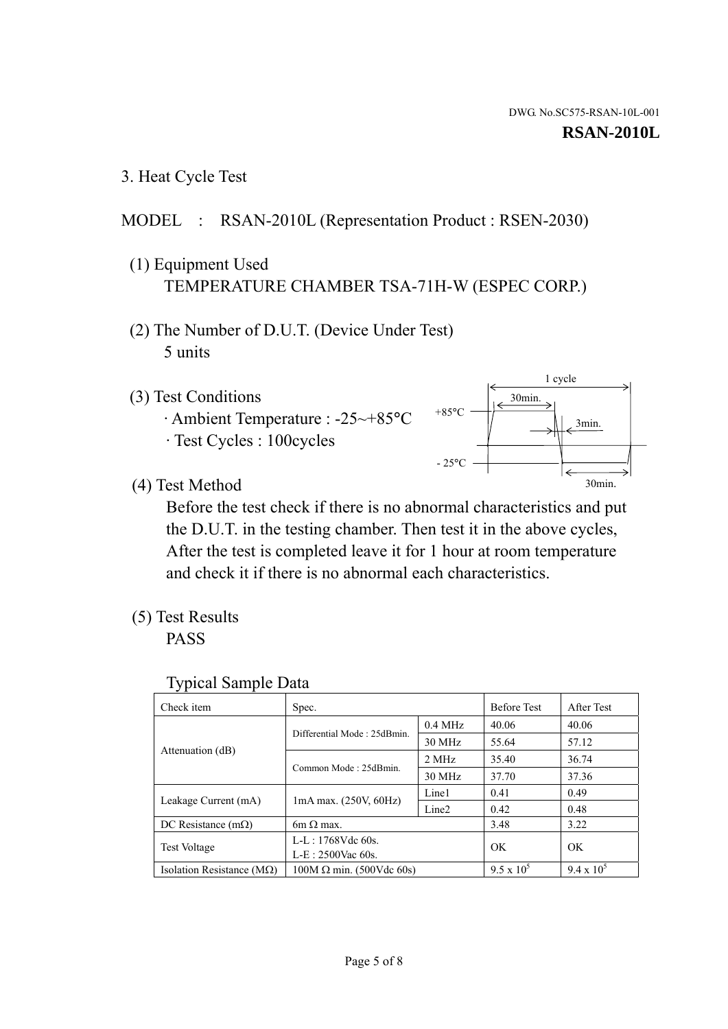DWG. No.SC575-RSAN-10L-001

**RSAN-2010L**

3. Heat Cycle Test

MODEL : RSAN-2010L (Representation Product : RSEN-2030)

(1) Equipment Used
TEMPERATURE CHAMBER TSA-71H-W (ESPEC CORP.)

(2) The Number of D.U.T. (Device Under Test)
5 units

(3) Test Conditions
· Ambient Temperature : -25~+85°C
· Test Cycles : 100cycles

1 cycle
30min.
+85°C
3min.
- 25°C
30min.

(4) Test Method
Before the test check if there is no abnormal characteristics and put the D.U.T. in the testing chamber. Then test it in the above cycles, After the test is completed leave it for 1 hour at room temperature and check it if there is no abnormal each characteristics.

(5) Test Results
PASS

Typical Sample Data

| Check item | Spec. | | Before Test | After Test |
|---|---|---|---|---|
| Attenuation (dB) | Differential Mode : 25dBmin. | 0.4 MHz | 40.06 | 40.06 |
| | | 30 MHz | 55.64 | 57.12 |
| | Common Mode : 25dBmin. | 2 MHz | 35.40 | 36.74 |
| | | 30 MHz | 37.70 | 37.36 |
| Leakage Current (mA) | 1mA max. (250V, 60Hz) | Line1 | 0.41 | 0.49 |
| | | Line2 | 0.42 | 0.48 |
| DC Resistance (mΩ) | 6m Ω max. | | 3.48 | 3.22 |
| Test Voltage | L-L : 1768Vdc 60s.<br>L-E : 2500Vac 60s. | | OK | OK |
| Isolation Resistance (MΩ) | 100M Ω min. (500Vdc 60s) | | $9.5 \times 10^5$ | $9.4 \times 10^5$ |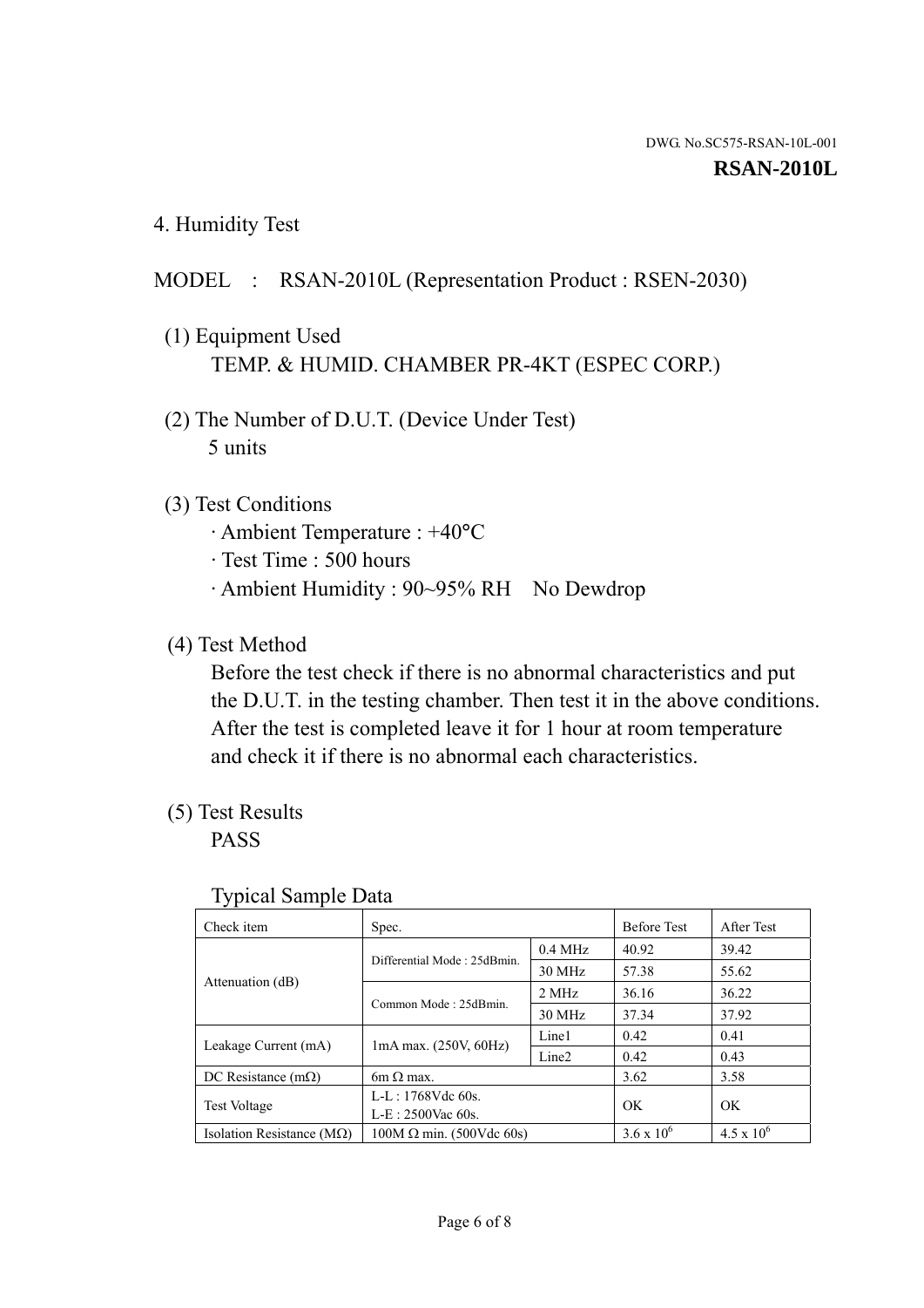DWG. No.SC575-RSAN-10L-001

**RSAN-2010L**

## 4. Humidity Test

MODEL : RSAN-2010L (Representation Product : RSEN-2030)

(1) Equipment Used

TEMP. & HUMID. CHAMBER PR-4KT (ESPEC CORP.)

(2) The Number of D.U.T. (Device Under Test)

5 units

(3) Test Conditions

· Ambient Temperature : +40°C

· Test Time : 500 hours

· Ambient Humidity : 90~95% RH No Dewdrop

(4) Test Method

Before the test check if there is no abnormal characteristics and put the D.U.T. in the testing chamber. Then test it in the above conditions. After the test is completed leave it for 1 hour at room temperature and check it if there is no abnormal each characteristics.

(5) Test Results

PASS

Typical Sample Data

| Check item | Spec. | | Before Test | After Test |
|---|---|---|---|---|
| Attenuation (dB) | Differential Mode : 25dBmin. | 0.4 MHz | 40.92 | 39.42 |
| | | 30 MHz | 57.38 | 55.62 |
| | Common Mode : 25dBmin. | 2 MHz | 36.16 | 36.22 |
| | | 30 MHz | 37.34 | 37.92 |
| Leakage Current (mA) | 1mA max. (250V, 60Hz) | Line1 | 0.42 | 0.41 |
| | | Line2 | 0.42 | 0.43 |
| DC Resistance (mΩ) | 6m Ω max. | | 3.62 | 3.58 |
| Test Voltage | L-L : 1768Vdc 60s.<br>L-E : 2500Vac 60s. | | OK | OK |
| Isolation Resistance (MΩ) | 100M Ω min. (500Vdc 60s) | | $3.6 \times 10^6$ | $4.5 \times 10^6$ |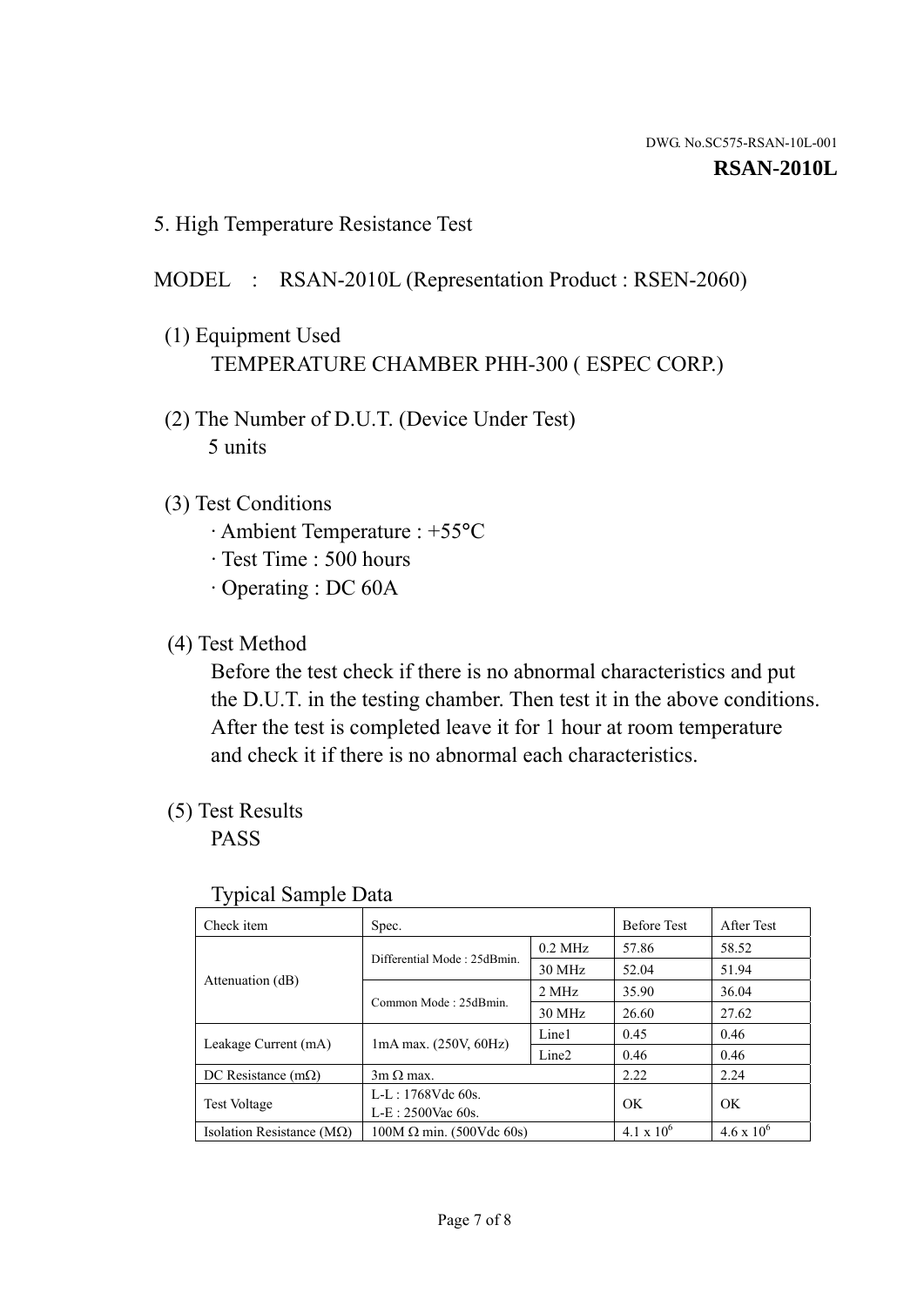DWG. No.SC575-RSAN-10L-001

**RSAN-2010L**

## 5. High Temperature Resistance Test

MODEL : RSAN-2010L (Representation Product : RSEN-2060)

(1) Equipment Used
TEMPERATURE CHAMBER PHH-300 ( ESPEC CORP.)

(2) The Number of D.U.T. (Device Under Test)
5 units

(3) Test Conditions
· Ambient Temperature : +55°C
· Test Time : 500 hours
· Operating : DC 60A

(4) Test Method
Before the test check if there is no abnormal characteristics and put the D.U.T. in the testing chamber. Then test it in the above conditions. After the test is completed leave it for 1 hour at room temperature and check it if there is no abnormal each characteristics.

(5) Test Results
PASS

Typical Sample Data

| Check item | Spec. | | Before Test | After Test |
|---|---|---|---|---|
| Attenuation (dB) | Differential Mode : 25dBmin. | 0.2 MHz | 57.86 | 58.52 |
| | | 30 MHz | 52.04 | 51.94 |
| | Common Mode : 25dBmin. | 2 MHz | 35.90 | 36.04 |
| | | 30 MHz | 26.60 | 27.62 |
| Leakage Current (mA) | 1mA max. (250V, 60Hz) | Line1 | 0.45 | 0.46 |
| | | Line2 | 0.46 | 0.46 |
| DC Resistance (mΩ) | 3m Ω max. | | 2.22 | 2.24 |
| Test Voltage | L-L : 1768Vdc 60s.<br>L-E : 2500Vac 60s. | | OK | OK |
| Isolation Resistance (MΩ) | 100M Ω min. (500Vdc 60s) | | $4.1 \times 10^6$ | $4.6 \times 10^6$ |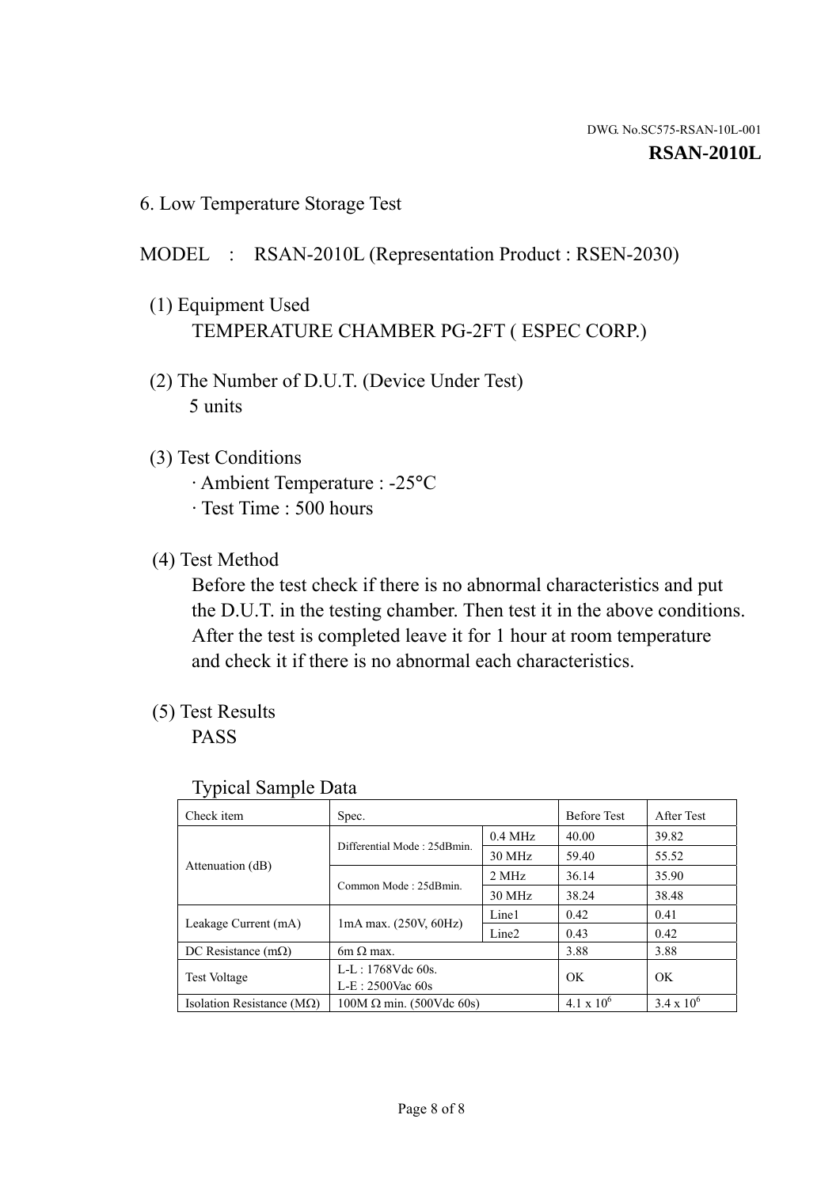DWG. No.SC575-RSAN-10L-001

**RSAN-2010L**

## 6. Low Temperature Storage Test

MODEL : RSAN-2010L (Representation Product : RSEN-2030)

(1) Equipment Used
TEMPERATURE CHAMBER PG-2FT ( ESPEC CORP.)

(2) The Number of D.U.T. (Device Under Test)
5 units

(3) Test Conditions
· Ambient Temperature : -25°C
· Test Time : 500 hours

(4) Test Method
Before the test check if there is no abnormal characteristics and put the D.U.T. in the testing chamber. Then test it in the above conditions. After the test is completed leave it for 1 hour at room temperature and check it if there is no abnormal each characteristics.

(5) Test Results
PASS

Typical Sample Data

| Check item | Spec. | | Before Test | After Test |
|---|---|---|---|---|
| Attenuation (dB) | Differential Mode : 25dBmin. | 0.4 MHz | 40.00 | 39.82 |
| | | 30 MHz | 59.40 | 55.52 |
| | Common Mode : 25dBmin. | 2 MHz | 36.14 | 35.90 |
| | | 30 MHz | 38.24 | 38.48 |
| Leakage Current (mA) | 1mA max. (250V, 60Hz) | Line1 | 0.42 | 0.41 |
| | | Line2 | 0.43 | 0.42 |
| DC Resistance (mΩ) | 6m Ω max. | | 3.88 | 3.88 |
| Test Voltage | L-L : 1768Vdc 60s. L-E : 2500Vac 60s | | OK | OK |
| Isolation Resistance (MΩ) | 100M Ω min. (500Vdc 60s) | | $4.1 \times 10^6$ | $3.4 \times 10^6$ |